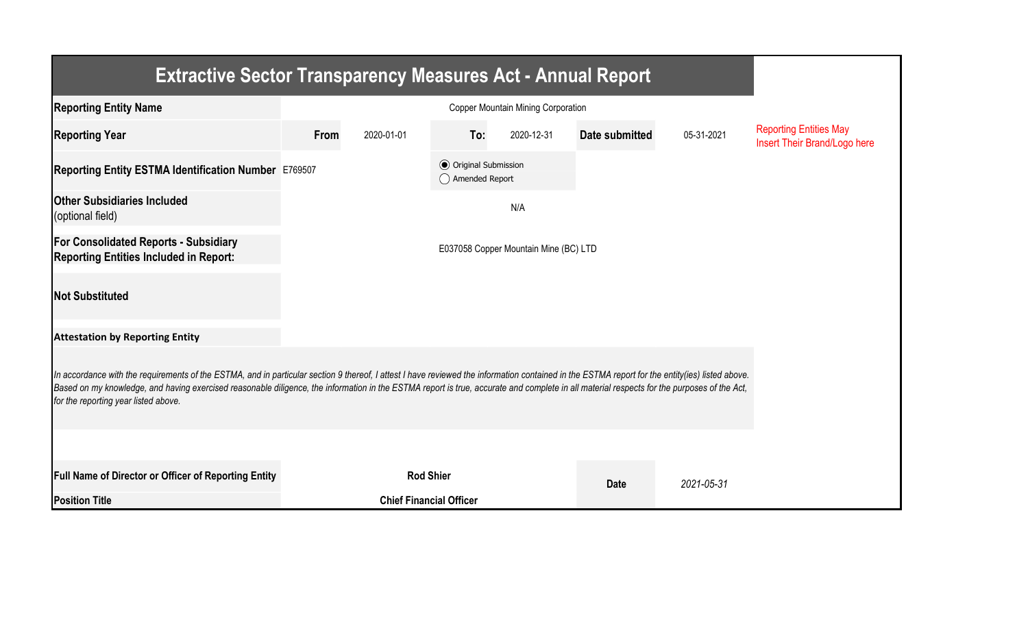# Extractive Sector Transparency Measures Act - Annual Report

| | | | | | | | |
|---|---|---|---|---|---|---|---|
| **Reporting Entity Name** | | | Copper Mountain Mining Corporation | | | | Reporting Entities May Insert Their Brand/Logo here |
| **Reporting Year** | **From** | 2020-01-01 | **To:** | 2020-12-31 | **Date submitted** | 05-31-2021 | |
| **Reporting Entity ESTMA Identification Number** | E769507 | | ◉ Original Submission ◯ Amended Report | | | | |
| **Other Subsidiaries Included** (optional field) | | | N/A | | | | |
| **For Consolidated Reports - Subsidiary Reporting Entities Included in Report:** | | | E037058 Copper Mountain Mine (BC) LTD | | | | |
| **Not Substituted** | | | | | | | |

**Attestation by Reporting Entity**

*In accordance with the requirements of the ESTMA, and in particular section 9 thereof, I attest I have reviewed the information contained in the ESTMA report for the entity(ies) listed above. Based on my knowledge, and having exercised reasonable diligence, the information in the ESTMA report is true, accurate and complete in all material respects for the purposes of the Act, for the reporting year listed above.*

| | | | |
|---|---|---|---|
| **Full Name of Director or Officer of Reporting Entity** | **Rod Shier** | **Date** | *2021-05-31* |
| **Position Title** | **Chief Financial Officer** | | |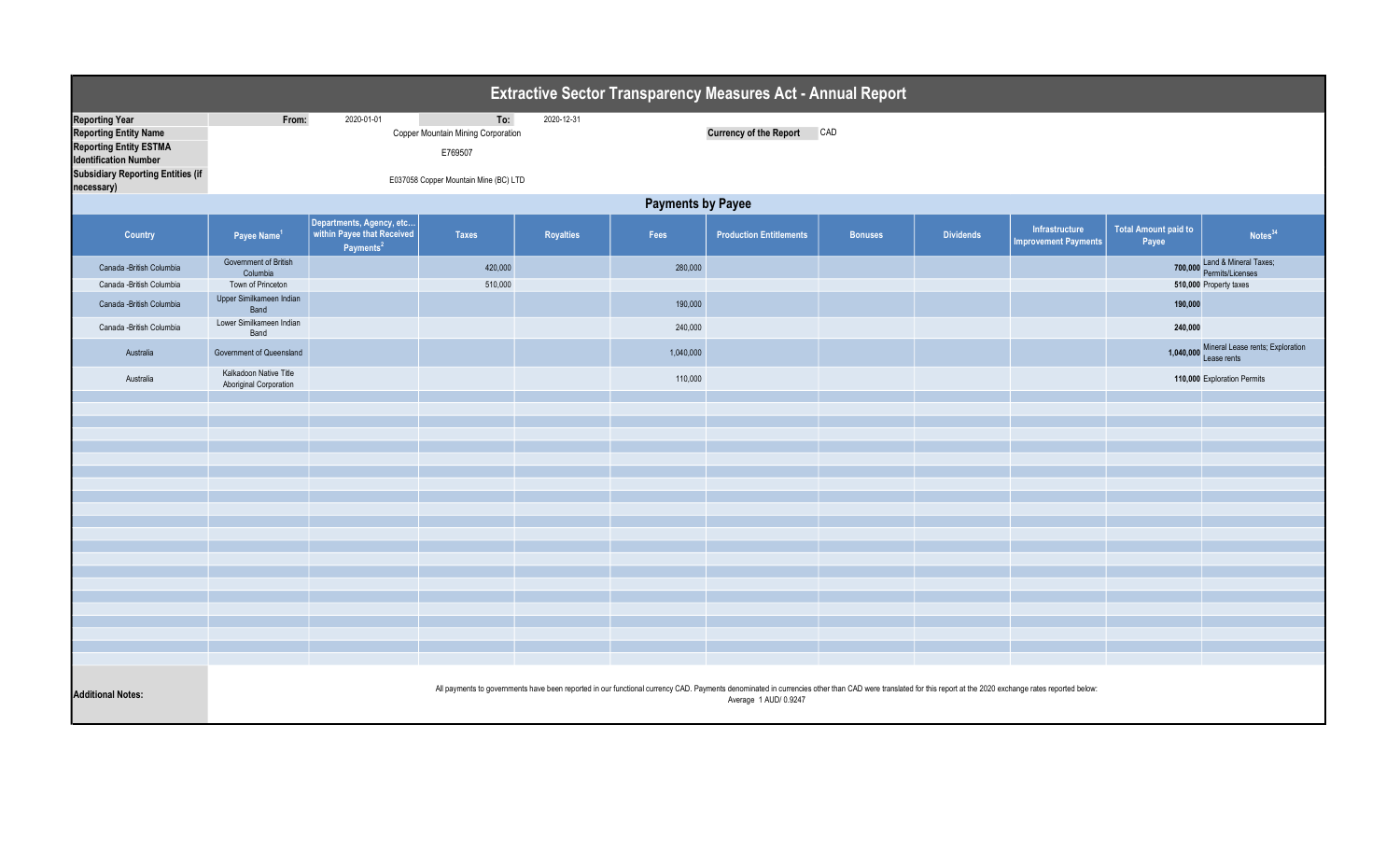# Extractive Sector Transparency Measures Act - Annual Report

| | | | | |
|---|---|---|---|---|
| **Reporting Year** | From: | 2020-01-01 | To: | 2020-12-31 |
| **Reporting Entity Name** | Copper Mountain Mining Corporation | | **Currency of the Report** | CAD |
| **Reporting Entity ESTMA Identification Number** | E769507 | | | |
| **Subsidiary Reporting Entities (if necessary)** | E037058 Copper Mountain Mine (BC) LTD | | | |

## Payments by Payee

| Country | Payee Name[1] | Departments, Agency, etc... within Payee that Received Payments[2] | Taxes | Royalties | Fees | Production Entitlements | Bonuses | Dividends | Infrastructure Improvement Payments | Total Amount paid to Payee | Notes[34] |
|---|---|---|---|---|---|---|---|---|---|---|---|
| Canada -British Columbia | Government of British Columbia | | 420,000 | | 280,000 | | | | | **700,000** | Land & Mineral Taxes; Permits/Licenses |
| Canada -British Columbia | Town of Princeton | | 510,000 | | | | | | | **510,000** | Property taxes |
| Canada -British Columbia | Upper Similkameen Indian Band | | | | 190,000 | | | | | **190,000** | |
| Canada -British Columbia | Lower Similkameen Indian Band | | | | 240,000 | | | | | **240,000** | |
| Australia | Government of Queensland | | | | 1,040,000 | | | | | **1,040,000** | Mineral Lease rents; Exploration Lease rents |
| Australia | Kalkadoon Native Title Aboriginal Corporation | | | | 110,000 | | | | | **110,000** | Exploration Permits |

**Additional Notes:** All payments to governments have been reported in our functional currency CAD. Payments denominated in currencies other than CAD were translated for this report at the 2020 exchange rates reported below:
Average 1 AUD/ 0.9247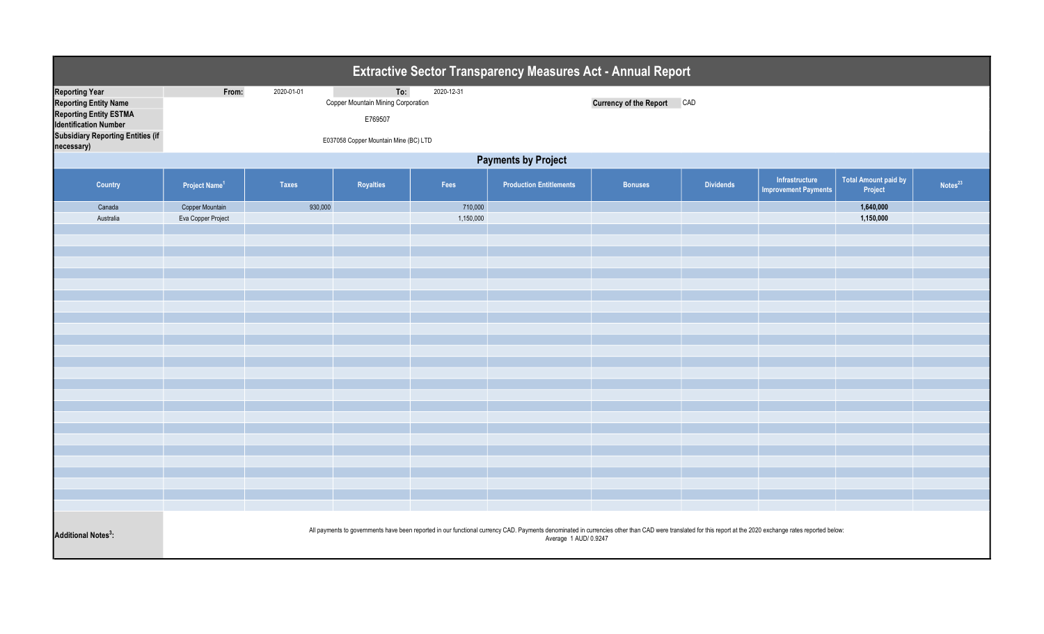# Extractive Sector Transparency Measures Act - Annual Report

| | |
|---|---|
| **Reporting Year** | **From:** 2020-01-01 **To:** 2020-12-31 |
| **Reporting Entity Name** | Copper Mountain Mining Corporation |
| **Currency of the Report** | CAD |
| **Reporting Entity ESTMA Identification Number** | E769507 |
| **Subsidiary Reporting Entities (if necessary)** | E037058 Copper Mountain Mine (BC) LTD |

## Payments by Project

| Country | Project Name[1] | Taxes | Royalties | Fees | Production Entitlements | Bonuses | Dividends | Infrastructure Improvement Payments | Total Amount paid by Project | Notes[23] |
|---|---|---|---|---|---|---|---|---|---|---|
| Canada | Copper Mountain | 930,000 | | 710,000 | | | | | **1,640,000** | |
| Australia | Eva Copper Project | | | 1,150,000 | | | | | **1,150,000** | |

**Additional Notes[3]:** All payments to governments have been reported in our functional currency CAD. Payments denominated in currencies other than CAD were translated for this report at the 2020 exchange rates reported below:
Average 1 AUD/ 0.9247